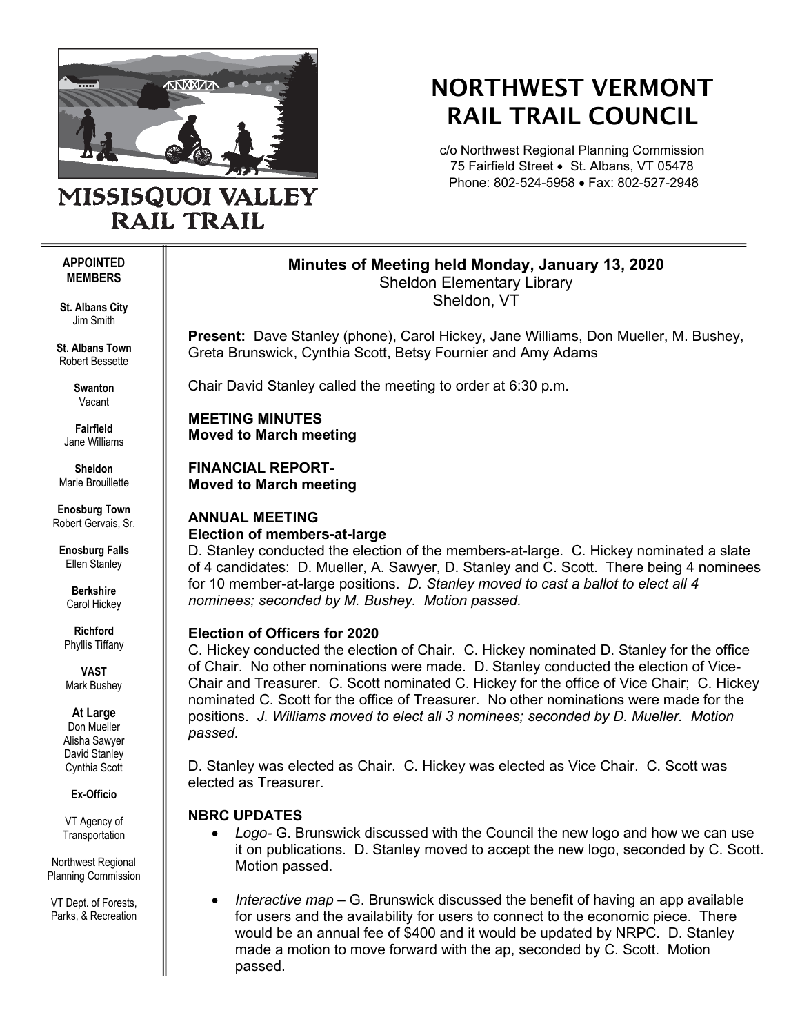# NORTHWEST VERMONT RAIL TRAIL COUNCIL

MISSISQUOI VALLEY RAIL TRAIL

c/o Northwest Regional Planning Commission
75 Fairfield Street • St. Albans, VT 05478
Phone: 802-524-5958 • Fax: 802-527-2948

**APPOINTED MEMBERS**

**St. Albans City**
Jim Smith

**St. Albans Town**
Robert Bessette

**Swanton**
Vacant

**Fairfield**
Jane Williams

**Sheldon**
Marie Brouillette

**Enosburg Town**
Robert Gervais, Sr.

**Enosburg Falls**
Ellen Stanley

**Berkshire**
Carol Hickey

**Richford**
Phyllis Tiffany

**VAST**
Mark Bushey

**At Large**
Don Mueller
Alisha Sawyer
David Stanley
Cynthia Scott

**Ex-Officio**

VT Agency of Transportation

Northwest Regional Planning Commission

VT Dept. of Forests, Parks, & Recreation

## Minutes of Meeting held Monday, January 13, 2020

Sheldon Elementary Library
Sheldon, VT

**Present:** Dave Stanley (phone), Carol Hickey, Jane Williams, Don Mueller, M. Bushey, Greta Brunswick, Cynthia Scott, Betsy Fournier and Amy Adams

Chair David Stanley called the meeting to order at 6:30 p.m.

**MEETING MINUTES**
**Moved to March meeting**

**FINANCIAL REPORT-**
**Moved to March meeting**

**ANNUAL MEETING**
**Election of members-at-large**

D. Stanley conducted the election of the members-at-large. C. Hickey nominated a slate of 4 candidates: D. Mueller, A. Sawyer, D. Stanley and C. Scott. There being 4 nominees for 10 member-at-large positions. *D. Stanley moved to cast a ballot to elect all 4 nominees; seconded by M. Bushey. Motion passed.*

**Election of Officers for 2020**

C. Hickey conducted the election of Chair. C. Hickey nominated D. Stanley for the office of Chair. No other nominations were made. D. Stanley conducted the election of Vice-Chair and Treasurer. C. Scott nominated C. Hickey for the office of Vice Chair; C. Hickey nominated C. Scott for the office of Treasurer. No other nominations were made for the positions. *J. Williams moved to elect all 3 nominees; seconded by D. Mueller. Motion passed.*

D. Stanley was elected as Chair. C. Hickey was elected as Vice Chair. C. Scott was elected as Treasurer.

**NBRC UPDATES**

- *Logo*- G. Brunswick discussed with the Council the new logo and how we can use it on publications. D. Stanley moved to accept the new logo, seconded by C. Scott. Motion passed.

- *Interactive map* – G. Brunswick discussed the benefit of having an app available for users and the availability for users to connect to the economic piece. There would be an annual fee of $400 and it would be updated by NRPC. D. Stanley made a motion to move forward with the ap, seconded by C. Scott. Motion passed.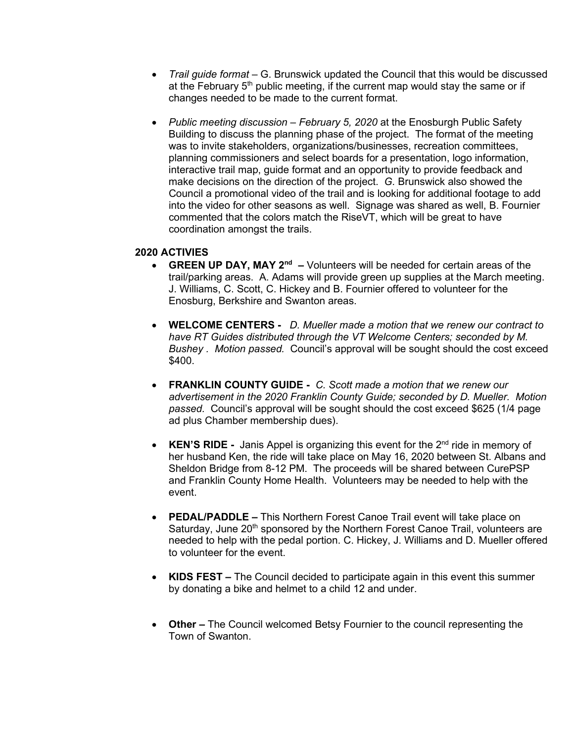- *Trail guide format* – G. Brunswick updated the Council that this would be discussed at the February 5th public meeting, if the current map would stay the same or if changes needed to be made to the current format.

- *Public meeting discussion – February 5, 2020* at the Enosburgh Public Safety Building to discuss the planning phase of the project. The format of the meeting was to invite stakeholders, organizations/businesses, recreation committees, planning commissioners and select boards for a presentation, logo information, interactive trail map, guide format and an opportunity to provide feedback and make decisions on the direction of the project. *G.* Brunswick also showed the Council a promotional video of the trail and is looking for additional footage to add into the video for other seasons as well. Signage was shared as well, B. Fournier commented that the colors match the RiseVT, which will be great to have coordination amongst the trails.

**2020 ACTIVIES**

- **GREEN UP DAY, MAY 2nd –** Volunteers will be needed for certain areas of the trail/parking areas. A. Adams will provide green up supplies at the March meeting. J. Williams, C. Scott, C. Hickey and B. Fournier offered to volunteer for the Enosburg, Berkshire and Swanton areas.

- **WELCOME CENTERS -** *D. Mueller made a motion that we renew our contract to have RT Guides distributed through the VT Welcome Centers; seconded by M. Bushey . Motion passed.* Council's approval will be sought should the cost exceed $400.

- **FRANKLIN COUNTY GUIDE -** *C. Scott made a motion that we renew our advertisement in the 2020 Franklin County Guide; seconded by D. Mueller. Motion passed.* Council's approval will be sought should the cost exceed $625 (1/4 page ad plus Chamber membership dues).

- **KEN'S RIDE -** Janis Appel is organizing this event for the 2nd ride in memory of her husband Ken, the ride will take place on May 16, 2020 between St. Albans and Sheldon Bridge from 8-12 PM. The proceeds will be shared between CurePSP and Franklin County Home Health. Volunteers may be needed to help with the event.

- **PEDAL/PADDLE –** This Northern Forest Canoe Trail event will take place on Saturday, June 20th sponsored by the Northern Forest Canoe Trail, volunteers are needed to help with the pedal portion. C. Hickey, J. Williams and D. Mueller offered to volunteer for the event.

- **KIDS FEST –** The Council decided to participate again in this event this summer by donating a bike and helmet to a child 12 and under.

- **Other –** The Council welcomed Betsy Fournier to the council representing the Town of Swanton.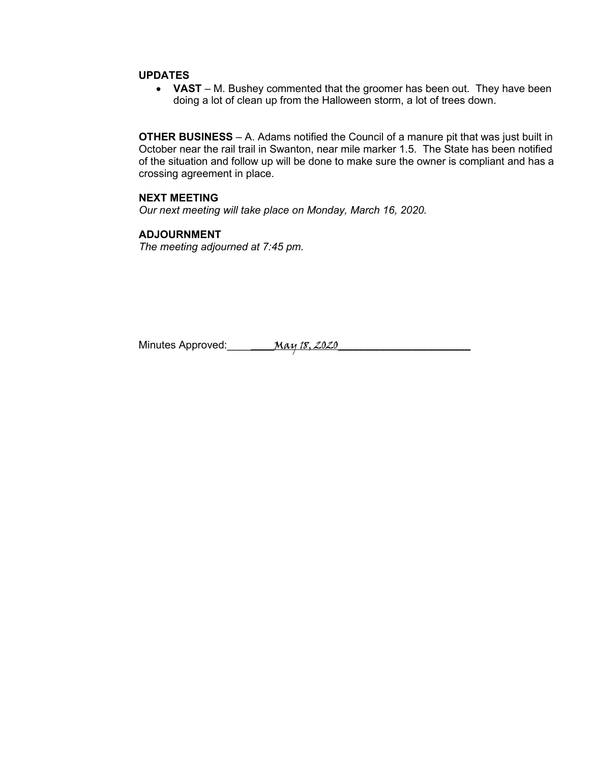**UPDATES**

- **VAST** – M. Bushey commented that the groomer has been out. They have been doing a lot of clean up from the Halloween storm, a lot of trees down.

**OTHER BUSINESS** – A. Adams notified the Council of a manure pit that was just built in October near the rail trail in Swanton, near mile marker 1.5. The State has been notified of the situation and follow up will be done to make sure the owner is compliant and has a crossing agreement in place.

**NEXT MEETING**

*Our next meeting will take place on Monday, March 16, 2020.*

**ADJOURNMENT**

*The meeting adjourned at 7:45 pm.*

Minutes Approved: May 18, 2020